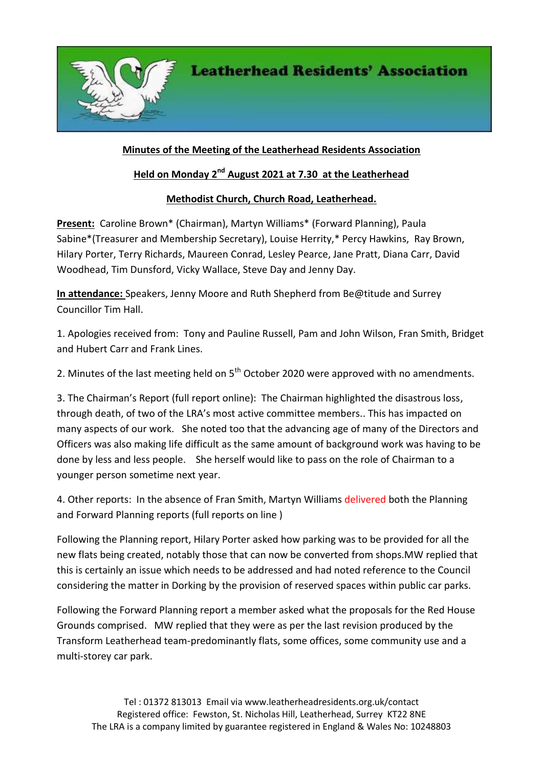# Leatherhead Residents' Association

**Minutes of the Meeting of the Leatherhead Residents Association**

**Held on Monday 2nd August 2021 at 7.30 at the Leatherhead**

**Methodist Church, Church Road, Leatherhead.**

**Present:** Caroline Brown* (Chairman), Martyn Williams* (Forward Planning), Paula Sabine*(Treasurer and Membership Secretary), Louise Herrity,* Percy Hawkins, Ray Brown, Hilary Porter, Terry Richards, Maureen Conrad, Lesley Pearce, Jane Pratt, Diana Carr, David Woodhead, Tim Dunsford, Vicky Wallace, Steve Day and Jenny Day.

**In attendance:** Speakers, Jenny Moore and Ruth Shepherd from Be@titude and Surrey Councillor Tim Hall.

1. Apologies received from: Tony and Pauline Russell, Pam and John Wilson, Fran Smith, Bridget and Hubert Carr and Frank Lines.

2. Minutes of the last meeting held on 5th October 2020 were approved with no amendments.

3. The Chairman's Report (full report online): The Chairman highlighted the disastrous loss, through death, of two of the LRA's most active committee members.. This has impacted on many aspects of our work. She noted too that the advancing age of many of the Directors and Officers was also making life difficult as the same amount of background work was having to be done by less and less people. She herself would like to pass on the role of Chairman to a younger person sometime next year.

4. Other reports: In the absence of Fran Smith, Martyn Williams delivered both the Planning and Forward Planning reports (full reports on line )

Following the Planning report, Hilary Porter asked how parking was to be provided for all the new flats being created, notably those that can now be converted from shops.MW replied that this is certainly an issue which needs to be addressed and had noted reference to the Council considering the matter in Dorking by the provision of reserved spaces within public car parks.

Following the Forward Planning report a member asked what the proposals for the Red House Grounds comprised. MW replied that they were as per the last revision produced by the Transform Leatherhead team-predominantly flats, some offices, some community use and a multi-storey car park.

Tel : 01372 813013 Email via www.leatherheadresidents.org.uk/contact
Registered office: Fewston, St. Nicholas Hill, Leatherhead, Surrey KT22 8NE
The LRA is a company limited by guarantee registered in England & Wales No: 10248803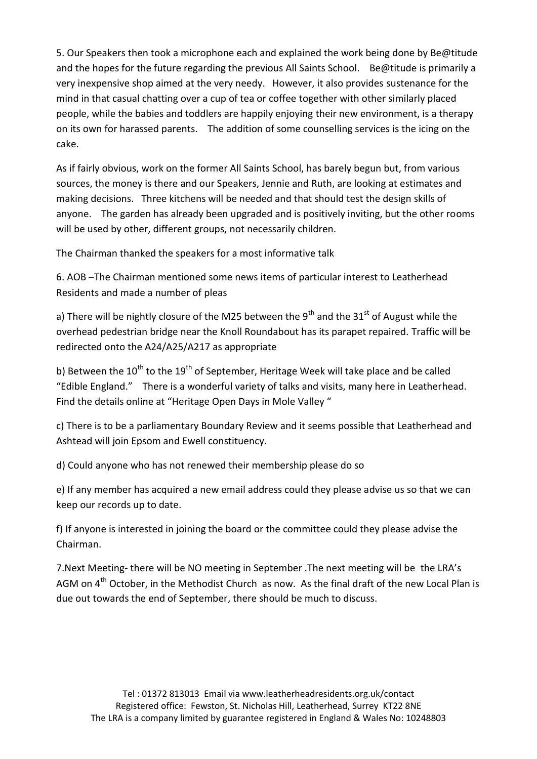5. Our Speakers then took a microphone each and explained the work being done by Be@titude and the hopes for the future regarding the previous All Saints School. Be@titude is primarily a very inexpensive shop aimed at the very needy. However, it also provides sustenance for the mind in that casual chatting over a cup of tea or coffee together with other similarly placed people, while the babies and toddlers are happily enjoying their new environment, is a therapy on its own for harassed parents. The addition of some counselling services is the icing on the cake.

As if fairly obvious, work on the former All Saints School, has barely begun but, from various sources, the money is there and our Speakers, Jennie and Ruth, are looking at estimates and making decisions. Three kitchens will be needed and that should test the design skills of anyone. The garden has already been upgraded and is positively inviting, but the other rooms will be used by other, different groups, not necessarily children.

The Chairman thanked the speakers for a most informative talk

6. AOB –The Chairman mentioned some news items of particular interest to Leatherhead Residents and made a number of pleas

a) There will be nightly closure of the M25 between the 9th and the 31st of August while the overhead pedestrian bridge near the Knoll Roundabout has its parapet repaired. Traffic will be redirected onto the A24/A25/A217 as appropriate

b) Between the 10th to the 19th of September, Heritage Week will take place and be called "Edible England." There is a wonderful variety of talks and visits, many here in Leatherhead. Find the details online at "Heritage Open Days in Mole Valley "

c) There is to be a parliamentary Boundary Review and it seems possible that Leatherhead and Ashtead will join Epsom and Ewell constituency.

d) Could anyone who has not renewed their membership please do so

e) If any member has acquired a new email address could they please advise us so that we can keep our records up to date.

f) If anyone is interested in joining the board or the committee could they please advise the Chairman.

7.Next Meeting- there will be NO meeting in September .The next meeting will be the LRA's AGM on 4th October, in the Methodist Church as now. As the final draft of the new Local Plan is due out towards the end of September, there should be much to discuss.